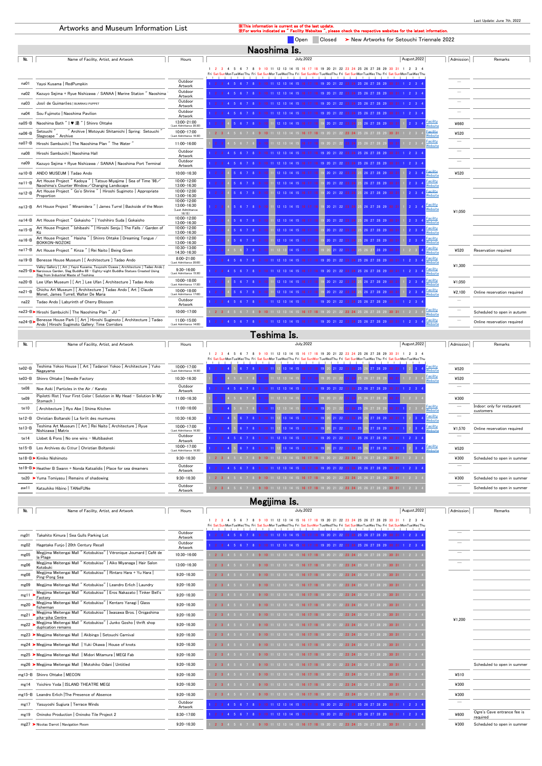Last Update: June 7th, 2022

# Artworks and Museum Information List

※This information is current as of the last update.
※For works indicated as "Facility Websites", please check the respective websites for the latest information.

Open / Closed / ➤ New Artworks for Setouchi Triennale 2022

## Naoshima Is.

| №. | Name of Facility, Artist, and Artwork | Hours | Calendar (July 1, 2022 – August 4, 2022) | Admission | Remarks |
|---|---|---|---|---|---|
| na01 | Yayoi Kusama \| RedPumpkin | Outdoor Artwork | | — | |
| na02 | Kazuyo Sejima + Ryue Nishizawa / SANAA \| Marine Station "Naoshima" | Outdoor Artwork | | — | |
| na03 | José de Guimarães \| BUNRAKU PUPPET | Outdoor Artwork | | — | |
| na04 | Sou Fujimoto \| Naoshima Pavilion | Outdoor Artwork | | — | |
| na05-B | Naoshima Bath "I♥湯" \| Shinro Ohtake | 13:00–21:00 (Last Admittance 20:30) | Facility Website | ¥660 | |
| na06-B | Setouchi " " Archive \| Motoyuki Shitamichi \| Spring: Setouchi " " Slagscape " " Archive | 10:00–17:00 (Last Admittance 16:30) | Facility Website | ¥520 | |
| na07-B | Hiroshi Sambuichi \| The Naoshima Plan "The Water" | 11:00–16:00 | Facility Website | — | |
| na08 | Hiroshi Sambuichi \| Naoshima Hall | Outdoor Artwork | | — | |
| na09 | Kazuyo Sejima + Ryue Nishizawa / SANAA \| Naoshima Port Terminal | Outdoor Artwork | | — | |
| na10-B | ANDO MUSEUM \| Tadao Ando | 10:00–16:30 | Facility Website | ¥520 | |
| na11-B | Art House Project "Kadoya" \| Tatsuo Miyajima \| Sea of Time '98 / Naoshima's Counter Window / Changing Landscape | 10:00–12:00 13:00–16:30 | Facility Website | ¥1,050 | |
| na12-B | Art House Project "Go'o Shrine" \| Hiroshi Sugimoto \| Appropriate Proportion | 10:00–12:00 13:00–16:30 | Facility Website | | |
| na13-B | Art House Project "Minamidera" \| James Turrel \| Backside of the Moon | 10:00–12:00 13:00–16:30 (Last Admittance 16:15) | Facility Website | | |
| na14-B | Art House Project "Gokaisho" \| Yoshihiro Suda \| Gokaisho | 10:00–12:00 13:00–16:30 | Facility Website | | |
| na15-B | Art House Project "Ishibashi" \| Hiroshi Senju \| The Falls / Garden of Kū | 10:00–12:00 13:00–16:30 | Facility Website | | |
| na16-B | Art House Project "Haisha" \| Shinro Ohtake \| Dreaming Tongue / BOKKON-NOZOKI | 10:00–12:00 13:00–16:30 | Facility Website | | |
| na17-B | Art House Project "Kinza" \| Rei Naito \| Being Given | 10:30–13:00 14:30–16:30 | Facility Website | ¥520 | Reservation required |
| na19-B | Benesse House Museum \| [ Architecture ] Tadao Ando | 8:00–21:00 (Last Admittance 20:00) | Facility Website | ¥1,300 | |
| na25-B ➤ | Valley Gallery \| [ Art ] Yayoi Kusama, Tsuyoshi Ozawa \| [ Architecture ] Tadao Ando \| Narcissus Garden, Slag Buddha 88 – Eighty-eight Buddha Statues Created Using Slag from Industrial Waste of Teshima | 9:30–16:00 (Last Admittance 15:30) | Facility Website | | |
| na20-B | Lee Ufan Museum \| [ Art ] Lee Ufan [ Architecture ] Tadao Ando | 10:00–18:00 (Last Admittance 17:30) | Facility Website | ¥1,050 | |
| na21-B | Chichu Art Museum \| [ Architecture ] Tadao Ando [ Art ] Claude Monet, James Turrell, Walter De Maria | 10:00–18:00 (Last Admittance 17:00) | Facility Website | ¥2,100 | Online reservation required |
| na22 | Tadao Ando \| Labyrinth of Cherry Blossom | Outdoor Artwork | | — | |
| na23-B ➤ | Hiroshi Sambuichi \| The Naoshima Plan "JU" | 10:00–17:00 | Facility Website | — | Scheduled to open in autumn |
| na24-B ➤ | Benesse House Park \| [ Art ] Hiroshi Sugimoto [ Architecture ] Tadao Ando \| Hiroshi Sugimoto Gallery: Time Corridors | 11:00–15:00 (Last Admittance 14:00) | Facility Website | — | Online reservation required |

## Teshima Is.

| №. | Name of Facility, Artist, and Artwork | Hours | Calendar (July 1, 2022 – August 4, 2022) | Admission | Remarks |
|---|---|---|---|---|---|
| te02-B | Teshima Yokoo House \| [ Art ] Tadanori Yokoo [ Architecture ] Yuko Nagayama | 10:00–17:00 (Last Admittance 16:30) | Facility Website | ¥520 | |
| te03-B | Shinro Ohtake \| Needle Factory | 10:30–16:30 | Facility Website | ¥520 | |
| te08 | Noe Aoki \| Particles in the Air / Karato | Outdoor Artwork | | — | |
| te09 | Pipilotti Rist \| Your First Color ( Solution in My Head – Solution In My Stomach ) | 11:00–16:30 | | ¥300 | |
| te10 | [ Architecture ] Ryo Abe \| Shima Kitchen | 11:00–16:00 | Facility Website | — | Indoor: only for restaurant customers |
| te12-B | Christian Boltanski \| La forêt des murmures | 10:30–16:30 | Facility Website | — | |
| te13-B | Teshima Art Museum \| [ Art ] Rei Naito [ Architecture ] Ryue Nishizawa \| Matrix | 10:00–17:00 (Last Admittance 16:30) | Facility Website | ¥1,570 | Online reservation required |
| te14 | Llobet & Pons \| No one wins – Multibasket | Outdoor Artwork | | — | |
| te15-B | Les Archives du Cœur \| Christian Boltanski | 10:00–17:00 (Last Admittance 16:30) | Facility Website | ¥520 | |
| te18-B ➤ | Kimiko Nishimoto | 9:30–16:30 | | ¥300 | Scheduled to open in summer |
| te19-B ➤ | Heather B Swann + Nonda Katsalidis \| Place for sea dreamers | Outdoor Artwork | | — | |
| te20 ➤ | Yuma Tomiyasu \| Remains of shadowing | 9:30–16:30 | | ¥300 | Scheduled to open in summer |
| aw11 | Katsuhiko Hibino \| TANeFUNe | Outdoor Artwork | | — | Scheduled to open in summer |

## Megijima Is.

| №. | Name of Facility, Artist, and Artwork | Hours | Calendar (July 1, 2022 – August 4, 2022) | Admission | Remarks |
|---|---|---|---|---|---|
| mg01 | Takahito Kimura \| Sea Gulls Parking Lot | Outdoor Artwork | | — | |
| mg02 | Hagetaka Funjo \| 20th Century Recall | Outdoor Artwork | | — | |
| mg05 | Megijima Meitengai Mall "Kotobukiso" \| Véronique Joumard \| Café de la Plage | 10:30–16:00 | | — | |
| mg06 | Megijima Meitengai Mall "Kotobukiso" \| Aiko Miyanaga \| Hair Salon Kotobuki | 13:00–16:30 | | — | |
| mg08 | Megijima Meitengai Mall "Kotobukiso" \| Rintaro Hara + Yu Hara \| Ping-Pong Sea | 9:20–16:30 | | ¥1,200 | |
| mg09 | Megijima Meitengai Mall "Kotobukiso" \| Leandro Erlich \| Laundry | 9:20–16:30 | | | |
| mg11 ➤ | Megijima Meitengai Mall "Kotobukiso" \| Eros Nakazato \| Tinker Bell's Factory | 9:20–16:30 | | | |
| mg20 ➤ | Megijima Meitengai Mall "Kotobukiso" \| Kentaro Yanagi \| Glass fisherman | 9:20–16:30 | | | |
| mg21 ➤ | Megijima Meitengai Mall "Kotobukiso" \| Iwasawa Bros. \| Onigashima pika-pika Centre | 9:20–16:30 | | | |
| mg22 ➤ | Megijima Meitengai Mall "Kotobukiso" \| Junko Gosho \| thrift shop duplication remains | 9:20–16:30 | | | |
| mg23 ➤ | Megijima Meitengai Mall \| Akibingo \| Setouchi Carnival | 9:20–16:30 | | | |
| mg24 ➤ | Megijima Meitengai Mall \| Yuki Okawa \| House of knots | 9:20–16:30 | | | |
| mg25 ➤ | Megijima Meitengai Mall \| Midori Mitamura \| MEGI Fab | 9:20–16:30 | | | |
| mg26 ➤ | Megijima Meitengai Mall \| Motohiko Odani \| Untitled | 9:20–16:30 | | | Scheduled to open in summer |
| mg13-B | Shinro Ohtake \| MECON | 9:20–16:30 | | ¥510 | |
| mg14 | Yoichiro Yoda \| ISLAND THEATRE MEGI | 9:20–16:30 | | ¥300 | |
| mg15-B | Leandro Erlich \|The Presence of Absence | 9:20–16:30 | | ¥300 | |
| mg17 | Yasuyoshi Sugiura \| Terrace Winds | Outdoor Artwork | | — | |
| mg19 | Oninoko Production \| Oninoko Tile Project 2 | 8:30–17:00 | | ¥600 | Ogre's Cave entrance fee is required |
| mg27 ➤ | Nicolas Darrot \| Navigation Room | 9:20–16:30 | | ¥300 | Scheduled to open in summer |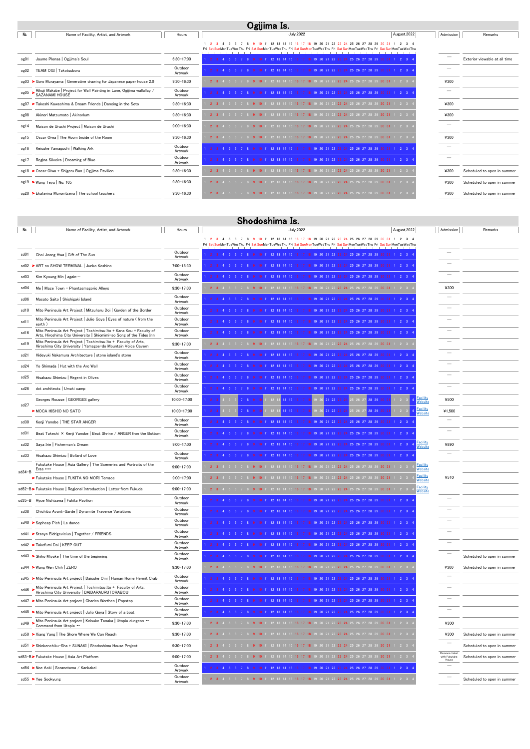# Ogijima Is.

| No. | Name of Facility, Artist, and Artwork | Hours | July,2022 / August,2022 | Admission | Remarks |
|---|---|---|---|---|---|
| og01 | Jaume Plensa \| Ogijima's Soul | 6:30~17:00 | 1 2 3 4 5 6 7 8 9 10 11 12 13 14 15 16 17 18 19 20 21 22 23 24 25 26 27 28 29 30 31 1 2 3 4 | — | Exterior viewable at all time |
| og02 | TEAM OGI \| Takotsuboru | Outdoor Artwork | 1 2 3 4 5 6 7 8 9 10 11 12 13 14 15 16 17 18 19 20 21 22 23 24 25 26 27 28 29 30 31 1 2 3 4 | — | |
| og03 | ➤ Goro Murayama \| Generative drawing for Japanese paper house 2.0 | 9:30~16:30 | 1 2 3 4 5 6 7 8 9 10 11 12 13 14 15 16 17 18 19 20 21 22 23 24 25 26 27 28 29 30 31 1 2 3 4 | ¥300 | |
| og05 | ➤ Rikuji Makabe \| Project for Wall Painting in Lane, Ogijima wallallay / SAZANAMI HOUSE | Outdoor Artwork | 1 4 5 6 7 8 11 12 13 14 15 19 20 21 22 25 26 27 28 29 1 2 3 4 | — | |
| og07 | ➤ Takeshi Kawashima & Dream Friends \| Dancing in the Seto | 9:30~16:30 | 1 2 3 4 5 6 7 8 9 10 11 12 13 14 15 16 17 18 19 20 21 22 23 24 25 26 27 28 29 30 31 1 2 3 4 | ¥300 | |
| og08 | Akinori Matsumoto \| Akinorium | 9:30~16:30 | 1 2 3 4 5 6 7 8 9 10 11 12 13 14 15 16 17 18 19 20 21 22 23 24 25 26 27 28 29 30 31 1 2 3 4 | ¥300 | |
| og14 | Maison de Urushi Project \| Maison de Urushi | 9:00~16:30 | 1 2 3 4 5 6 7 8 9 10 11 12 13 14 15 16 17 18 19 20 21 22 23 24 25 26 27 28 29 30 31 1 2 3 4 | — | |
| og15 | Oscar Oiwa \| The Room Inside of the Room | 9:30~16:30 | 1 2 3 4 5 6 7 8 9 10 11 12 13 14 15 16 17 18 19 20 21 22 23 24 25 26 27 28 29 30 31 1 2 3 4 | ¥300 | |
| og16 | Keisuke Yamaguchi \| Walking Ark | Outdoor Artwork | 1 4 5 6 7 8 11 12 13 14 15 19 20 21 22 25 26 27 28 29 1 2 3 4 | — | |
| og17 | Regina Silveira \| Dreaming of Blue | Outdoor Artwork | 1 4 5 6 7 8 11 12 13 14 15 19 20 21 22 25 26 27 28 29 1 2 3 4 | — | |
| og18 | ➤ Oscar Oiwa + Shigeru Ban \| Ogijima Pavilion | 9:30~16:30 | 1 2 3 4 5 6 7 8 9 10 11 12 13 14 15 16 17 18 19 20 21 22 23 24 25 26 27 28 29 30 31 1 2 3 4 | ¥300 | Scheduled to open in summer |
| og19 | ➤ Wang Teyu \| No. 105 | 9:30~16:30 | 1 2 3 4 5 6 7 8 9 10 11 12 13 14 15 16 17 18 19 20 21 22 23 24 25 26 27 28 29 30 31 1 2 3 4 | ¥300 | Scheduled to open in summer |
| og20 | ➤ Ekaterina Muromtseva \| The school teachers | 9:30~16:30 | 1 2 3 4 5 6 7 8 9 10 11 12 13 14 15 16 17 18 19 20 21 22 23 24 25 26 27 28 29 30 31 1 2 3 4 | ¥300 | Scheduled to open in summer |

# Shodoshima Is.

| No. | Name of Facility, Artist, and Artwork | Hours | July,2022 / August,2022 | Admission | Remarks |
|---|---|---|---|---|---|
| sd01 | Choi Jeong Hwa \| Gift of The Sun | Outdoor Artwork | 1 4 5 6 7 8 11 12 13 14 15 19 20 21 22 25 26 27 28 29 1 2 3 4 | — | |
| sd02 | ➤ ART no SHOW TERMINAL \| Junko Koshino | 7:00~18:30 | 1 4 5 6 7 8 11 12 13 14 15 19 20 21 22 25 26 27 28 29 1 2 3 4 | — | |
| sd03 | Kim Kyoung Min \| again… | Outdoor Artwork | 1 4 5 6 7 8 11 12 13 14 15 19 20 21 22 25 26 27 28 29 1 2 3 4 | — | |
| sd04 | Me \| Maze Town – Phantasmagoric Alleys | 9:30~17:00 | 1 2 3 4 5 6 7 8 9 10 11 12 13 14 15 16 17 18 19 20 21 22 23 24 25 26 27 28 29 30 31 1 2 3 4 | ¥300 | |
| sd06 | Masato Saito \| Shishigaki Island | Outdoor Artwork | 1 2 3 4 5 6 7 8 9 10 11 12 13 14 15 16 17 18 19 20 21 22 23 24 25 26 27 28 29 30 31 1 2 3 4 | — | |
| sd10 | Mito Peninsula Art Project \| Mitsuharu Doi \| Garden of the Border | Outdoor Artwork | 1 4 5 6 7 8 11 12 13 14 15 19 20 21 22 25 26 27 28 29 1 2 3 4 | — | |
| sd11 | Mito Peninsula Art Project \| Julio Goya \| Eyes of nature ( from the earth ) | Outdoor Artwork | 1 4 5 6 7 8 11 12 13 14 15 19 20 21 22 25 26 27 28 29 1 2 3 4 | — | |
| sd16 | Mito Peninsula Art Project \| Toshimitsu Ito + Kana Kou + Faculty of Arts, Hiroshima City University \| Shiomimi-so Song of the Tides Inn | Outdoor Artwork | 1 4 5 6 7 8 11 12 13 14 15 19 20 21 22 25 26 27 28 29 1 2 3 4 | — | |
| sd19 | Mito Peninsula Art Project \| Toshimitsu Ito + Faculty of Arts, Hiroshima City University \| Yamagoe-do Mountain Voice Cavern | 9:30~17:00 | 1 2 3 4 5 6 7 8 9 10 11 12 13 14 15 16 17 18 19 20 21 22 23 24 25 26 27 28 29 30 31 1 2 3 4 | — | |
| sd21 | Hideyuki Nakamura Architecture \| stone island's stone | Outdoor Artwork | 1 2 3 4 5 6 7 8 9 10 11 12 13 14 15 16 17 18 19 20 21 22 23 24 25 26 27 28 29 30 31 1 2 3 4 | — | |
| sd24 | Yo Shimada \| Hut with the Arc Wall | Outdoor Artwork | 1 2 3 4 5 6 7 8 9 10 11 12 13 14 15 16 17 18 19 20 21 22 23 24 25 26 27 28 29 30 31 1 2 3 4 | — | |
| sd25 | Hisakazu Shimizu \| Regent in Olives | Outdoor Artwork | 1 4 5 6 7 8 11 12 13 14 15 19 20 21 22 25 26 27 28 29 1 2 3 4 | — | |
| sd26 | dot architects \| Umaki camp | Outdoor Artwork | 1 4 5 6 7 8 11 12 13 14 15 19 20 21 22 25 26 27 28 29 1 2 3 4 | — | |
| sd27 | Georges Rousse \| GEORGES gallery | 10:00~17:00 | 1 2 3 4 5 6 7 8 9 10 11 12 13 14 15 16 17 18 19 20 21 22 23 24 25 26 27 28 29 30 31 1 2 3 4 Facility Website | ¥500 | |
| | ➤ MOCA HISHIO NO SATO | 10:00~17:00 | 1 2 3 4 5 6 7 8 9 10 11 12 13 14 15 16 17 18 19 20 21 22 23 24 25 26 27 28 29 30 31 1 2 3 4 Facility Website | ¥1,500 | |
| sd30 | Kenji Yanobe \| THE STAR ANGER | Outdoor Artwork | 1 2 3 4 5 6 7 8 9 10 11 12 13 14 15 16 17 18 19 20 21 22 23 24 25 26 27 28 29 30 31 1 2 3 4 | — | |
| sd31 | Beat Takeshi × Kenji Yanobe \| Beat Shrine / ANGER from the Bottom | Outdoor Artwork | 1 4 5 6 7 8 11 12 13 14 15 19 20 21 22 25 26 27 28 29 1 2 3 4 | — | |
| sd32 | Saya Irie \| Fisherman's Dream | 9:00~17:00 | 1 4 5 6 7 8 11 12 13 14 15 19 20 21 22 25 26 27 28 29 1 2 3 4 Facility Website | ¥890 | |
| sd33 | Hisakazu Shimizu \| Bollard of Love | Outdoor Artwork | 1 4 5 6 7 8 11 12 13 14 15 19 20 21 22 25 26 27 28 29 1 2 3 4 | — | |
| sd34-B | Fukutake House \| Asia Gallery \| The Sceneries and Portraits of the Eras +++ | 9:00~17:00 | 1 2 3 4 5 6 7 8 9 10 11 12 13 14 15 16 17 18 19 20 21 22 23 24 25 26 27 28 29 30 31 1 2 3 4 Facility Website | ¥510 | |
| | ➤ Fukutake House \| FUKUTAKE NO MORI Terrace | 9:00~17:00 | 1 2 3 4 5 6 7 8 9 10 11 12 13 14 15 16 17 18 19 20 21 22 23 24 25 26 27 28 29 30 31 1 2 3 4 Facility Website | | |
| sd52-B | ➤ Fukutake House \| Regional Introduction \| Letter from Fukuda | 9:00~17:00 | 1 2 3 4 5 6 7 8 9 10 11 12 13 14 15 16 17 18 19 20 21 22 23 24 25 26 27 28 29 30 31 1 2 3 4 Facility Website | | |
| sd35-B | Ryue Nishizawa \| Fukita Pavilion | Outdoor Artwork | 1 4 5 6 7 8 11 12 13 14 15 19 20 21 22 25 26 27 28 29 1 2 3 4 | — | |
| sd38 | Chichibu Avant-Garde \| Dynamite Traverse Variations | Outdoor Artwork | 1 4 5 6 7 8 11 12 13 14 15 19 20 21 22 25 26 27 28 29 1 2 3 4 | — | |
| sd40 | ➤ Sopheap Pich \| La dance | Outdoor Artwork | 1 2 3 4 5 6 7 8 9 10 11 12 13 14 15 16 17 18 19 20 21 22 23 24 25 26 27 28 29 30 31 1 2 3 4 | — | |
| sd41 | ➤ Stasys Eidrigevicius \| Together / FRIENDS | Outdoor Artwork | 1 2 3 4 5 6 7 8 9 10 11 12 13 14 15 16 17 18 19 20 21 22 23 24 25 26 27 28 29 30 31 1 2 3 4 | — | |
| sd42 | ➤ Takefumi Doi \| KEEP OUT | Outdoor Artwork | 1 2 3 4 5 6 7 8 9 10 11 12 13 14 15 16 17 18 19 20 21 22 23 24 25 26 27 28 29 30 31 1 2 3 4 | — | |
| sd43 | ➤ Shiko Miyake \| The time of the beginning | Outdoor Artwork | 1 4 5 6 7 8 11 12 13 14 15 19 20 21 22 25 26 27 28 29 1 2 3 4 | — | Scheduled to open in summer |
| sd44 | ➤ Wang Wen Chih \| ZERO | 9:30~17:00 | 1 2 3 4 5 6 7 8 9 10 11 12 13 14 15 16 17 18 19 20 21 22 23 24 25 26 27 28 29 30 31 1 2 3 4 | ¥300 | Scheduled to open in summer |
| sd45 | ➤ Mito Peninsula Art project \| Daisuke Omi \| Human Home Hermit Crab | Outdoor Artwork | 1 2 3 4 5 6 7 8 9 10 11 12 13 14 15 16 17 18 19 20 21 22 23 24 25 26 27 28 29 30 31 1 2 3 4 | — | |
| sd46 | ➤ Mito Peninsula Art Project \| Toshimitsu Ito + Faculty of Arts, Hiroshima City University \| DAIDARAURUTORABOU | Outdoor Artwork | 1 2 3 4 5 6 7 8 9 10 11 12 13 14 15 16 17 18 19 20 21 22 23 24 25 26 27 28 29 30 31 1 2 3 4 | — | |
| sd47 | ➤ Mito Peninsula Art project \| Charles Worthen \| Popstop | Outdoor Artwork | 1 2 3 4 5 6 7 8 9 10 11 12 13 14 15 16 17 18 19 20 21 22 23 24 25 26 27 28 29 30 31 1 2 3 4 | — | |
| sd48 | ➤ Mito Peninsula Art project \| Julio Goya \| Story of a boat | Outdoor Artwork | 1 4 5 6 7 8 11 12 13 14 15 19 20 21 22 25 26 27 28 29 1 2 3 4 | — | |
| sd49 | ➤ Mito Peninsula Art project \| Keisuke Tanaka \| Utopia dungeon ~ Command from Utopia ~ | 9:30~17:00 | 1 2 3 4 5 6 7 8 9 10 11 12 13 14 15 16 17 18 19 20 21 22 23 24 25 26 27 28 29 30 31 1 2 3 4 | ¥300 | |
| sd50 | ➤ Xiang Yang \| The Shore Where We Can Reach | 9:30~17:00 | 1 2 3 4 5 6 7 8 9 10 11 12 13 14 15 16 17 18 19 20 21 22 23 24 25 26 27 28 29 30 31 1 2 3 4 | ¥300 | Scheduled to open in summer |
| sd51 | ➤ Shinkenchiku-Sha + SUNAKI \| Shodoshima House Project | 9:30~17:00 | 1 2 3 4 5 6 7 8 9 10 11 12 13 14 15 16 17 18 19 20 21 22 23 24 25 26 27 28 29 30 31 1 2 3 4 | — | Scheduled to open in summer |
| sd53-B | ➤ Fukutake House \| Asia Art Platform | 9:00~17:00 | 1 2 3 4 5 6 7 8 9 10 11 12 13 14 15 16 17 18 19 20 21 22 23 24 25 26 27 28 29 30 31 1 2 3 4 | Common ticket with Fukutake House | Scheduled to open in summer |
| sd54 | ➤ Noe Aoki \| Soranotama / Kankakei | Outdoor Artwork | 1 4 5 6 7 8 11 12 13 14 15 19 20 21 22 25 26 27 28 29 1 2 3 4 | — | |
| sd55 | ➤ Yee Sookyung | Outdoor Artwork | 1 2 3 4 5 6 7 8 9 10 11 12 13 14 15 16 17 18 19 20 21 22 23 24 25 26 27 28 29 30 31 1 2 3 4 | — | Scheduled to open in summer |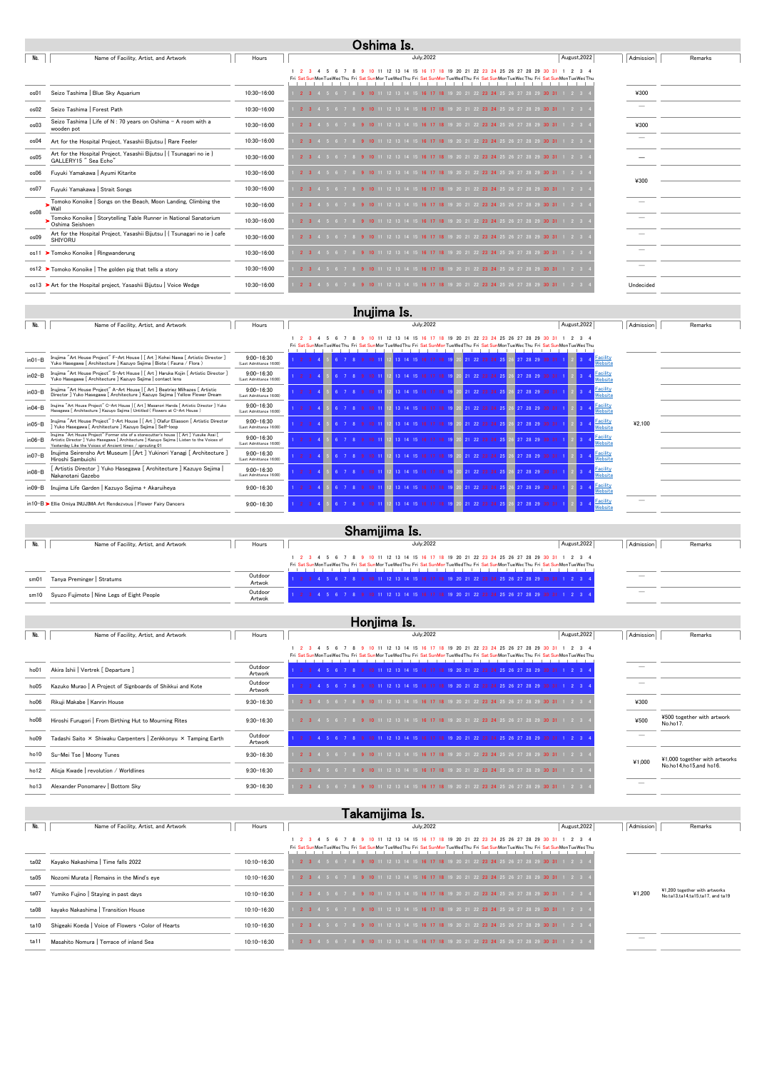# Oshima Is.

| No. | Name of Facility, Artist, and Artwork | Hours | July,2022 / August,2022 | Admission | Remarks |
|---|---|---|---|---|---|
| os01 | Seizo Tashima \| Blue Sky Aquarium | 10:30-16:00 | | ¥300 | |
| os02 | Seizo Tashima \| Forest Path | 10:30-16:00 | | — | |
| os03 | Seizo Tashima \| Life of N : 70 years on Oshima – A room with a wooden pot | 10:30-16:00 | | ¥300 | |
| os04 | Art for the Hospital Project, Yasashii Bijutsu \| Rare Feeler | 10:30-16:00 | | — | |
| os05 | Art for the Hospital Project, Yasashii Bijutsu \| ( Tsunagari no ie ) GALLERY15 " Sea Echo" | 10:30-16:00 | | — | |
| os06 | Fuyuki Yamakawa \| Ayumi Kitarite | 10:30-16:00 | | ¥300 | |
| os07 | Fuyuki Yamakawa \| Strait Songs | 10:30-16:00 | | | |
| os08 | Tomoko Konoike \| Songs on the Beach, Moon Landing, Climbing the Wall | 10:30-16:00 | | — | |
| | Tomoko Konoike \| Storytelling Table Runner in National Sanatorium Oshima Seishoen | 10:30-16:00 | | — | |
| os09 | Art for the Hospital Project, Yasashii Bijutsu \| ( Tsunagari no ie ) cafe SHIYORU | 10:30-16:00 | | — | |
| os11 | Tomoko Konoike \| Ringwanderung | 10:30-16:00 | | — | |
| os12 | Tomoko Konoike \| The golden pig that tells a story | 10:30-16:00 | | — | |
| os13 | Art for the Hospital project, Yasashii Bijutsu \| Voice Wedge | 10:30-16:00 | | Undecided | |

# Inujima Is.

| No. | Name of Facility, Artist, and Artwork | Hours | July,2022 / August,2022 | Admission | Remarks |
|---|---|---|---|---|---|
| in01-B | Inujima "Art House Project" F-Art House \| [ Art ] Kohei Nawa [ Artistic Director ] Yuko Hasegawa [ Architecture ] Kazuyo Sejima \| Biota ( Fauna / Flora ) | 9:00-16:30 (Last Admittance 16:00) | Facility Website | ¥2,100 | |
| in02-B | Inujima "Art House Project" S-Art House \| [ Art ] Haruka Kojin [ Artistic Director ] Yuko Hasegawa [ Architecture ] Kazuyo Sejima \| contact lens | 9:00-16:30 (Last Admittance 16:00) | Facility Website | | |
| in03-B | Inujima "Art House Project" A-Art House \| [ Art ] Beatriz Milhazes [ Artistic Director ] Yuko Hasegawa [ Architecture ] Kazuyo Sejima \| Yellow Flower Dream | 9:00-16:30 (Last Admittance 16:00) | Facility Website | | |
| in04-B | Inujima "Art House Project" C-Art House \| [ Art ] Masanori Handa [ Artistic Director ] Yuko Hasegawa [ Architecture ] Kazuyo Sejima \| Untitled ( Flowers at C-Art House ) | 9:00-16:30 (Last Admittance 16:00) | Facility Website | | |
| in05-B | Inujima "Art House Project" I-Art House \| [ Art ] Olafur Eliasson [ Artistic Director ] Yuko Hasegawa [ Architecture ] Kazuyo Sejima \| Self-loop | 9:00-16:30 (Last Admittance 16:00) | Facility Website | | |
| in06-B | Inujima "Art House Project" Former site of a stonecutter's house \| [ Art ] Yusuke Asai [ Artistic Director ] Yuko Hasegawa [ Architecture ] Kazuyo Sejima \| Listen to the Voices of Yesterday Like the Voices of Ancient times / sprouting 01 | 9:00-16:30 (Last Admittance 16:00) | Facility Website | | |
| in07-B | Inujima Seirensho Art Museum \| [Art ] Yukinori Yanagi [ Architecture ] Hiroshi Sambuichi | 9:00-16:30 (Last Admittance 16:00) | Facility Website | | |
| in08-B | [ Artistis Director ] Yuko Hasegawa [ Architecture ] Kazuyo Sejima \| Nakanotani Gazebo | 9:00-16:30 (Last Admittance 16:00) | Facility Website | | |
| in09-B | Inujima Life Garden \| Kazuyo Sejima + Akaruiheya | 9:00-16:30 | Facility Website | | |
| in10-B | Ellie Omiya INUJIMA Art Rendezvous \| Flower Fairy Dancers | 9:00-16:30 | Facility Website | — | |

# Shamijima Is.

| No. | Name of Facility, Artist, and Artwork | Hours | July,2022 / August,2022 | Admission | Remarks |
|---|---|---|---|---|---|
| sm01 | Tanya Preminger \| Stratums | Outdoor Artwok | | — | |
| sm10 | Syuzo Fujimoto \| Nine Legs of Eight People | Outdoor Artwok | | — | |

# Honjima Is.

| No. | Name of Facility, Artist, and Artwork | Hours | July,2022 / August,2022 | Admission | Remarks |
|---|---|---|---|---|---|
| ho01 | Akira Ishii \| Vertrek [ Departure ] | Outdoor Artwork | | — | |
| ho05 | Kazuko Murao \| A Project of Signboards of Shikkui and Kote | Outdoor Artwork | | — | |
| ho06 | Rikuji Makabe \| Kanrin House | 9:30-16:30 | | ¥300 | |
| ho08 | Hiroshi Furugori \| From Birthing Hut to Mourning Rites | 9:30-16:30 | | ¥500 | ¥500 together with artwork No.ho17. |
| ho09 | Tadashi Saito × Shiwaku Carpenters \| Zenkkonyu × Tamping Earth | Outdoor Artwork | | — | |
| ho10 | Su-Mei Tse \| Moony Tunes | 9:30-16:30 | | ¥1,000 | ¥1,000 together with artworks No.ho14,ho15,and ho16. |
| ho12 | Alicja Kwade \| revolution / Worldlines | 9:30-16:30 | | | |
| ho13 | Alexander Ponomarev \| Bottom Sky | 9:30-16:30 | | — | |

# Takamijima Is.

| No. | Name of Facility, Artist, and Artwork | Hours | July,2022 / August,2022 | Admission | Remarks |
|---|---|---|---|---|---|
| ta02 | Kayako Nakashima \| Time falls 2022 | 10:10-16:30 | | ¥1,200 | ¥1,200 together with artworks No.ta13,ta14,ta15,ta17, and ta19 |
| ta05 | Nozomi Murata \| Remains in the Mind's eye | 10:10-16:30 | | | |
| ta07 | Yumiko Fujino \| Staying in past days | 10:10-16:30 | | | |
| ta08 | kayako Nakashima \| Transition House | 10:10-16:30 | | | |
| ta10 | Shigeaki Koeda \| Voice of Flowers ・Color of Hearts | 10:10-16:30 | | | |
| ta11 | Masahito Nomura \| Terrace of inland Sea | 10:10-16:30 | | — | |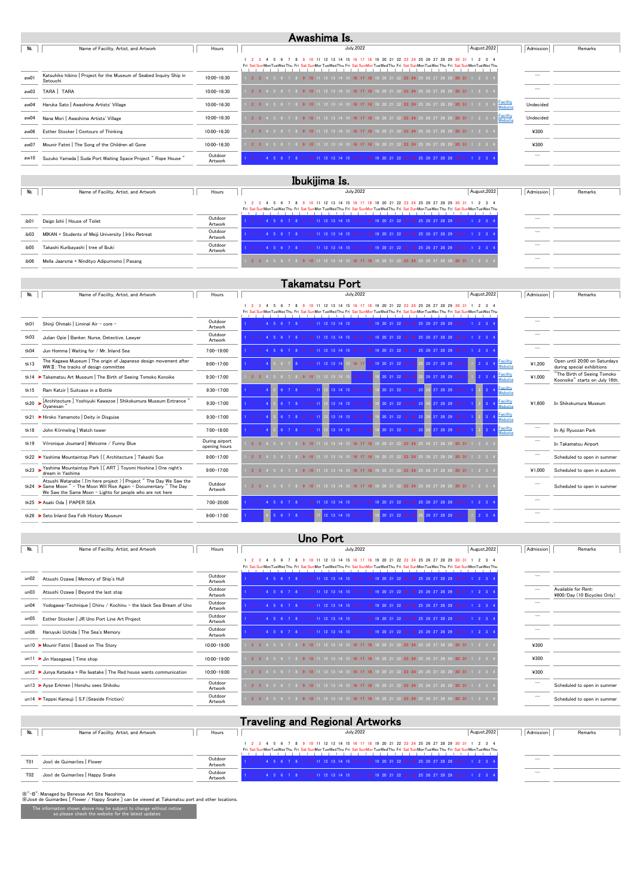# Awashima Is.

| No. | Name of Facility, Artist, and Artwork | Hours | July,2022 / August,2022 | | Admission | Remarks |
|---|---|---|---|---|---|---|
| aw01 | Katsuhiko hibino \| Project for the Museum of Seabed Inquiry Ship in Setouchi | 10:00~16:30 | | | — | |
| aw03 | TARA \| TARA | 10:00~16:30 | | | — | |
| aw04 | Haruka Sato \| Awashima Artists' Village | 10:00~16:30 | | Facility Website | Undecided | |
| aw04 | Nana Mori \| Awashima Artists' Village | 10:00~16:30 | | Facility Website | Undecided | |
| aw06 | Esther Stocker \| Contours of Thinking | 10:00~16:30 | | | ¥300 | |
| aw07 | Mounir Fatmi \| The Song of the Children all Gone | 10:00~16:30 | | | ¥300 | |
| aw10 | Suzuko Yamada \| Suda Port Waiting Space Project " Rope House " | Outdoor Artwork | | | — | |

# Ibukijima Is.

| No. | Name of Facility, Artist, and Artwork | Hours | July,2022 / August,2022 | | Admission | Remarks |
|---|---|---|---|---|---|---|
| ib01 | Daigo Ishii \| House of Toilet | Outdoor Artwork | | | — | |
| ib03 | MIKAN + Students of Meiji University \| Iriko Retreat | Outdoor Artwork | | | — | |
| ib05 | Takashi Kuribayashi \| tree of Ibuki | Outdoor Artwork | | | — | |
| ib06 | Mella Jaarsma + Nindityo Adipurnomo \| Pasang | | | | — | |

# Takamatsu Port

| No. | Name of Facility, Artist, and Artwork | Hours | July,2022 / August,2022 | | Admission | Remarks |
|---|---|---|---|---|---|---|
| tk01 | Shinji Ohmaki \| Liminal Air − core − | Outdoor Artwork | | | — | |
| tk03 | Julian Opie \| Banker, Nurse, Detective, Lawyer | Outdoor Artwork | | | — | |
| tk04 | Jun Homma \| Waiting for / Mr. Inland Sea | 7:00~19:00 | | | — | |
| tk13 | The Kagawa Museum \| The origin of Japanese design movement after WWⅡ: The tracks of design committee | 9:00~17:00 | | Facility Website | ¥1,200 | Open until 20:00 on Saturdays during special exhibitions |
| tk14 | ➤ Takamatsu Art Museum \| The Birth of Seeing Tomoko Konoike | 9:30~17:00 | | Facility Website | ¥1,000 | "The Birth of Seeing Tomoko Konoike" starts on July 16th. |
| tk15 | Ram Katzir \| Suitcase in a Bottle | 9:30~17:00 | | Facility Website | | |
| tk20 | ➤ [Architecture ] Yoshiyuki Kawazoe \| Shikokumura Museum Entrance " Oyanesan " | 9:30~17:00 | | Facility Website | ¥1,600 | In Shikokumura Museum |
| tk21 | ➤ Hiroko Yamamoto \| Deity in Disguise | 9:30~17:00 | | Facility Website | | |
| tk18 | John Körmeling \| Watch tower | 7:00~18:00 | | Facility Website | — | In Aji Ryuozan Park |
| tk19 | Véronique Joumard \| Welcome / Funny Blue | During airport opening hours | | | — | In Takamatsu Airport |
| tk22 | ➤ Yashima Mountaintop Park \| [ Architecture ] Takashi Suo | 9:00~17:00 | | | — | Scheduled to open in summer |
| tk23 | ➤ Yashima Mountaintop Park \| [ ART ] Toyomi Hoshina \| One night's dream in Yashima | 9:00~17:00 | | | ¥1,000 | Scheduled to open in autumn |
| tk24 | ➤ Atsushi Watanabe ( I'm here project ) \| Project " The Day We Saw the Same Moon " − The Moon Will Rise Again − Documentary " The Day We Saw the Same Moon − Lights for people who are not here | Outdoor Artwork | | | — | Scheduled to open in summer |
| tk25 | ➤ Asaki Oda \| PAPER SEA | 7:00~20:00 | | | — | |
| tk26 | ➤ Seto Inland Sea Folk History Museum | 9:00~17:00 | | | — | |

# Uno Port

| No. | Name of Facility, Artist, and Artwork | Hours | July,2022 / August,2022 | Admission | Remarks |
|---|---|---|---|---|---|
| un02 | Atsushi Ozawa \| Memory of Ship's Hull | Outdoor Artwork | | — | |
| un03 | Atsushi Ozawa \| Beyond the last stop | Outdoor Artwork | | — | Available for Rent: ¥600/Day (10 Bicycles Only) |
| un04 | Yodogawa-Technique \| Chinu / Kochinu − the black Sea Bream of Uno | Outdoor Artwork | | — | |
| un05 | Esther Stocker \| JR Uno Port Line Art Project | Outdoor Artwork | | — | |
| un08 | Haruyuki Uchida \| The Sea's Memory | Outdoor Artwork | | — | |
| un10 | ➤ Mounir Fatmi \| Based on The Story | 10:00~19:00 | | ¥300 | |
| un11 | ➤ Jin Hasegawa \| Time shop | 10:00~19:00 | | ¥300 | |
| un12 | ➤ Junya Kataoka + Rie Iwatake \| The Red house wants communication | 10:00~19:00 | | ¥300 | |
| un13 | ➤ Ayse Erkmen \| Honshu sees Shikoku | Outdoor Artwork | | — | Scheduled to open in summer |
| un14 | ➤ Teppei Kaneuji \| S.F.(Seaside Friction) | Outdoor Artwork | | — | Scheduled to open in summer |

# Traveling and Regional Artworks

| No. | Name of Facility, Artist, and Artwork | Hours | July,2022 / August,2022 | Admission | Remarks |
|---|---|---|---|---|---|
| T01 | José de Guimarães \| Flower | Outdoor Artwork | | — | |
| T02 | José de Guimarães \| Happy Snake | Outdoor Artwork | | — | |

※"−B": Managed by Benesse Art Site Naoshima
※José de Guimarães [ Flower / Happy Snake ] can be viewed at Takamatsu port and other locations.

The information shown above may be subject to change without notice so please check the website for the latest updates